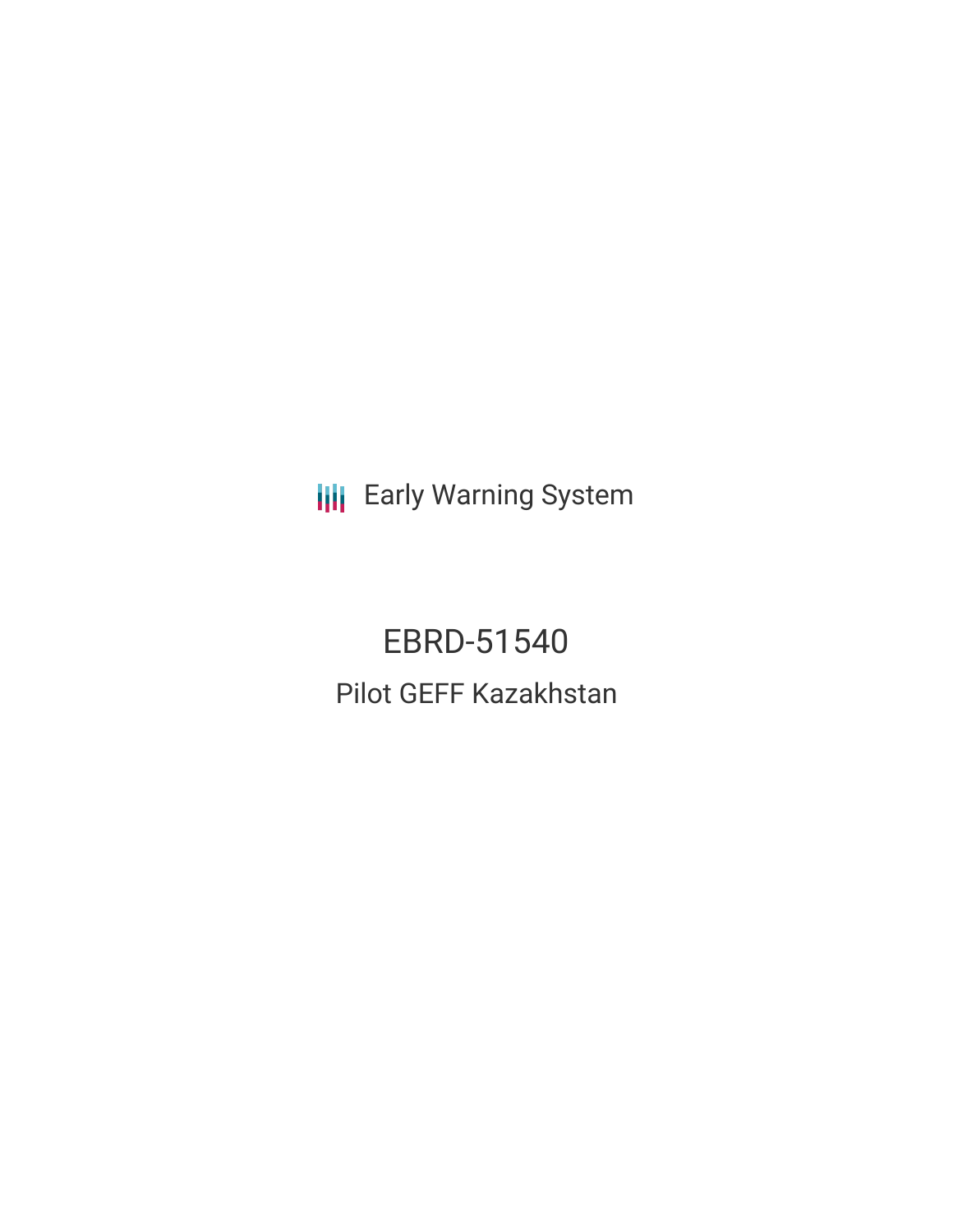Early Warning System

# EBRD-51540

## Pilot GEFF Kazakhstan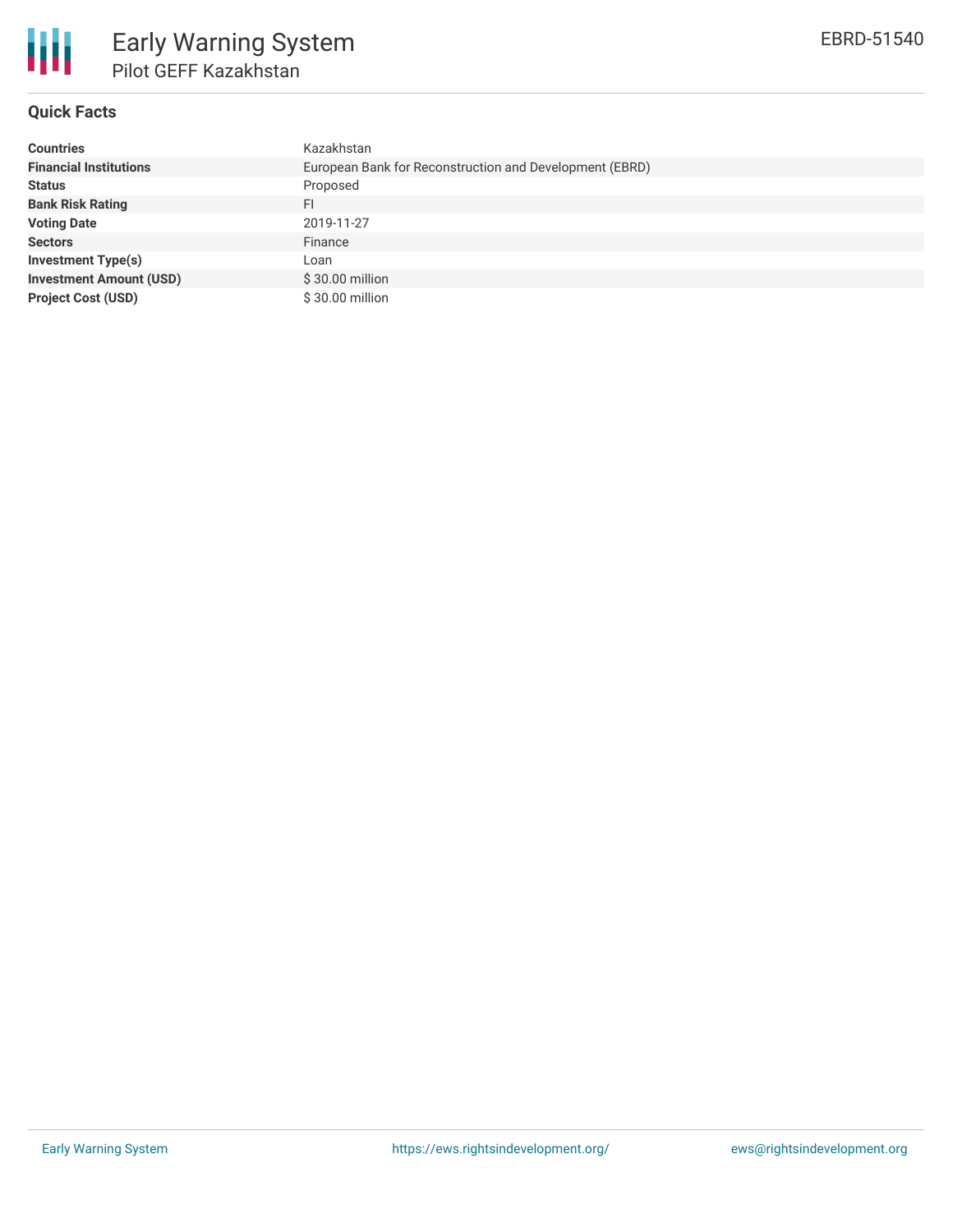# Early Warning System

## Pilot GEFF Kazakhstan

EBRD-51540

### Quick Facts

| | |
|---|---|
| **Countries** | Kazakhstan |
| **Financial Institutions** | European Bank for Reconstruction and Development (EBRD) |
| **Status** | Proposed |
| **Bank Risk Rating** | FI |
| **Voting Date** | 2019-11-27 |
| **Sectors** | Finance |
| **Investment Type(s)** | Loan |
| **Investment Amount (USD)** | $ 30.00 million |
| **Project Cost (USD)** | $ 30.00 million |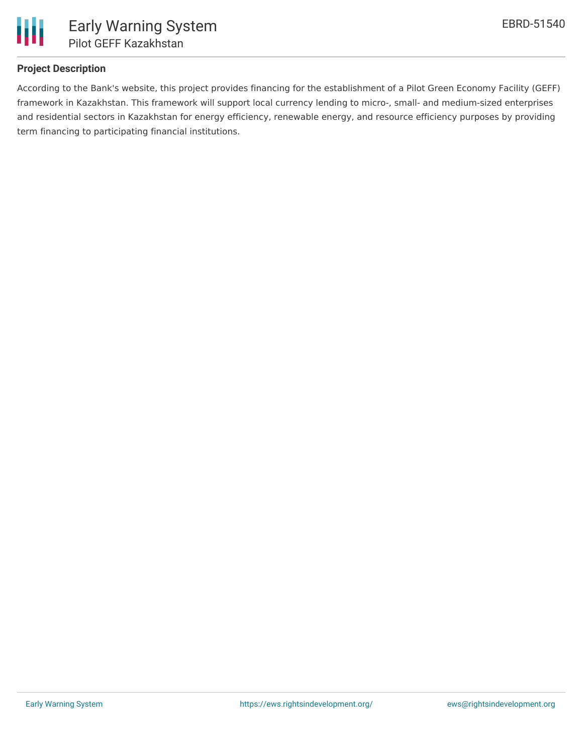## Project Description

According to the Bank's website, this project provides financing for the establishment of a Pilot Green Economy Facility (GEFF) framework in Kazakhstan. This framework will support local currency lending to micro-, small- and medium-sized enterprises and residential sectors in Kazakhstan for energy efficiency, renewable energy, and resource efficiency purposes by providing term financing to participating financial institutions.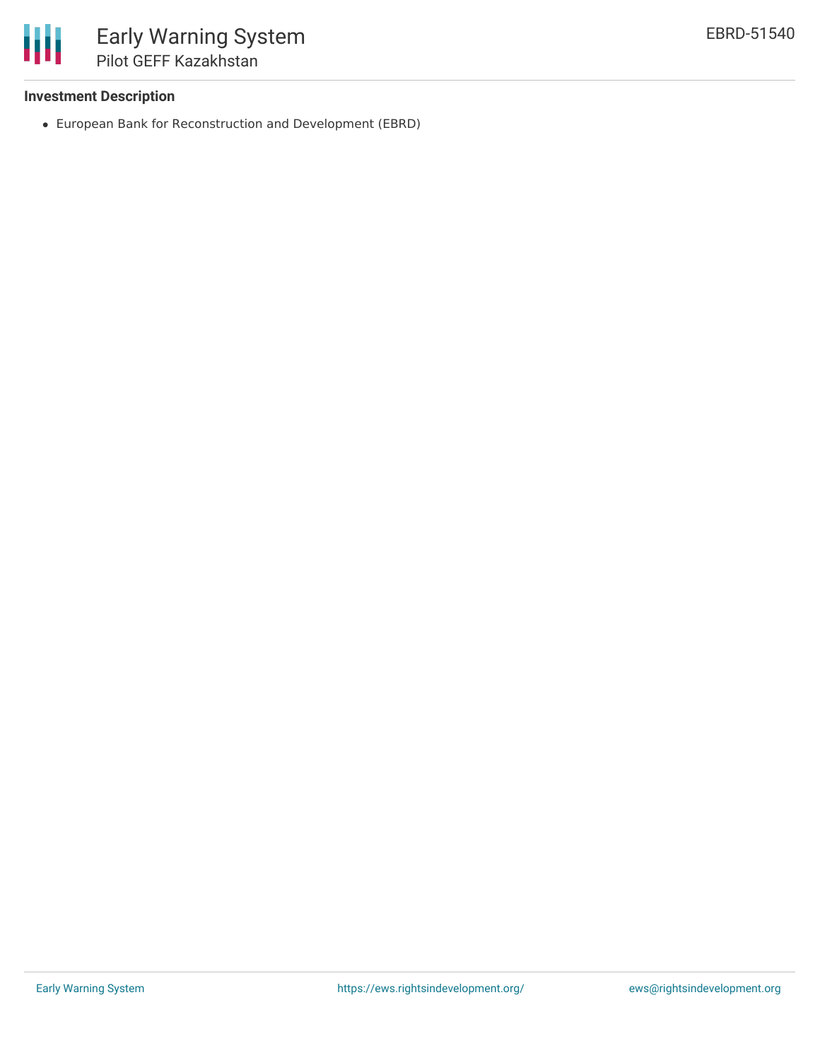**Investment Description**

- European Bank for Reconstruction and Development (EBRD)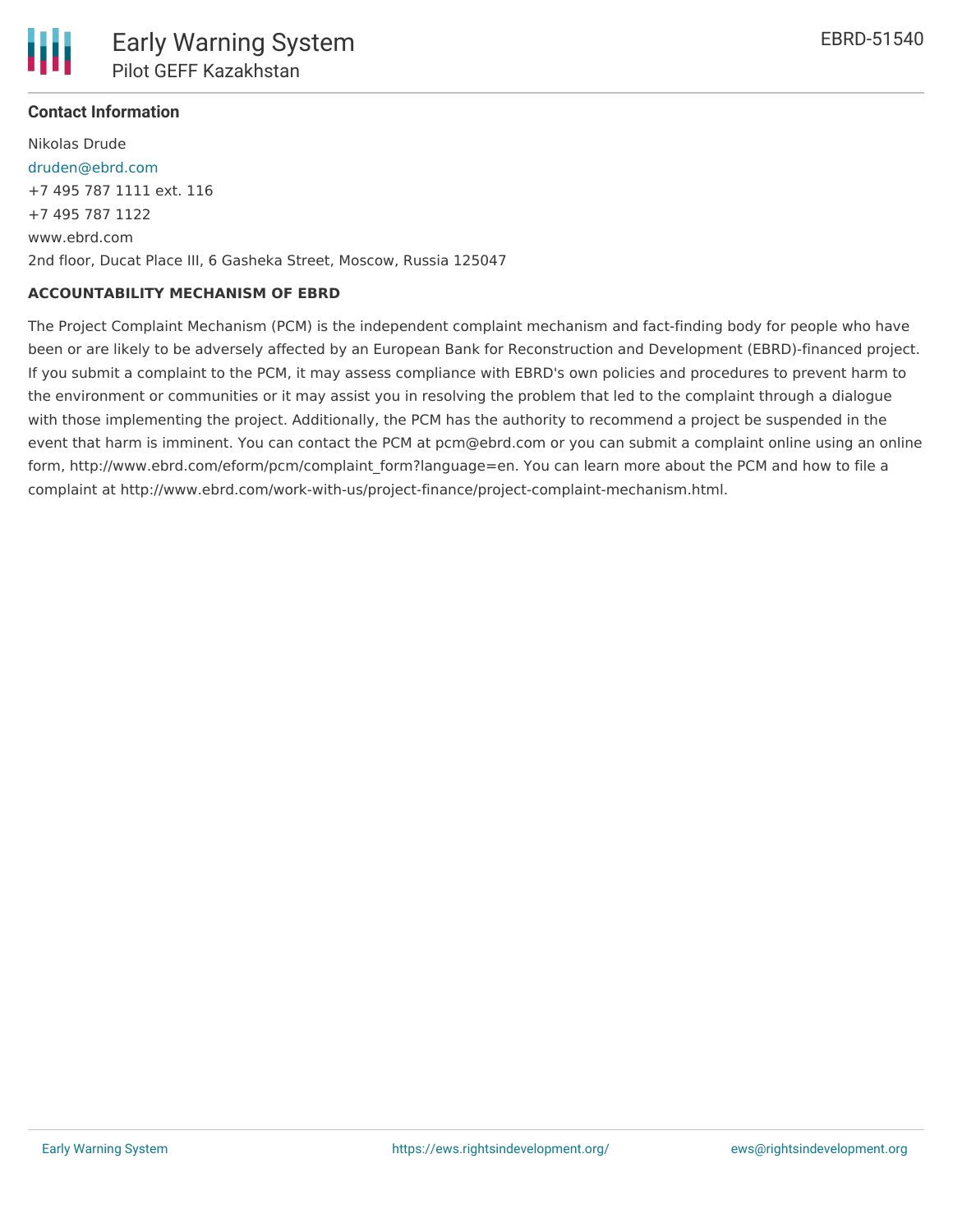### Contact Information

Nikolas Drude
druden@ebrd.com
+7 495 787 1111 ext. 116
+7 495 787 1122
www.ebrd.com
2nd floor, Ducat Place III, 6 Gasheka Street, Moscow, Russia 125047

**ACCOUNTABILITY MECHANISM OF EBRD**

The Project Complaint Mechanism (PCM) is the independent complaint mechanism and fact-finding body for people who have been or are likely to be adversely affected by an European Bank for Reconstruction and Development (EBRD)-financed project. If you submit a complaint to the PCM, it may assess compliance with EBRD's own policies and procedures to prevent harm to the environment or communities or it may assist you in resolving the problem that led to the complaint through a dialogue with those implementing the project. Additionally, the PCM has the authority to recommend a project be suspended in the event that harm is imminent. You can contact the PCM at pcm@ebrd.com or you can submit a complaint online using an online form, http://www.ebrd.com/eform/pcm/complaint_form?language=en. You can learn more about the PCM and how to file a complaint at http://www.ebrd.com/work-with-us/project-finance/project-complaint-mechanism.html.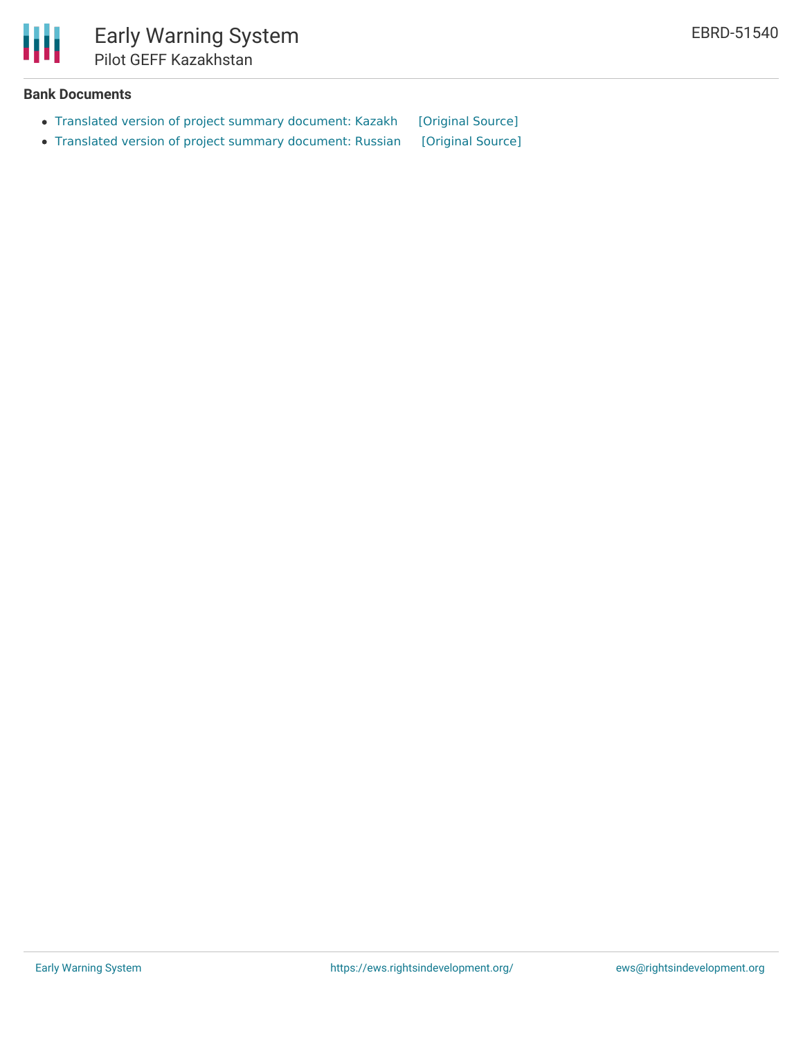### Bank Documents

- Translated version of project summary document: Kazakh [Original Source]
- Translated version of project summary document: Russian [Original Source]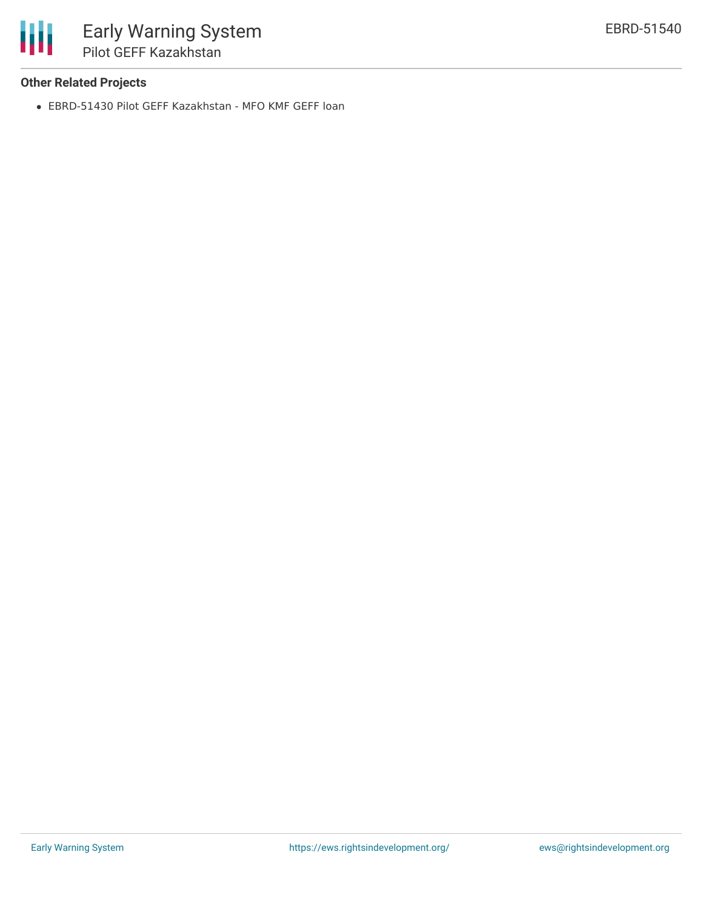**Other Related Projects**

- EBRD-51430 Pilot GEFF Kazakhstan - MFO KMF GEFF loan